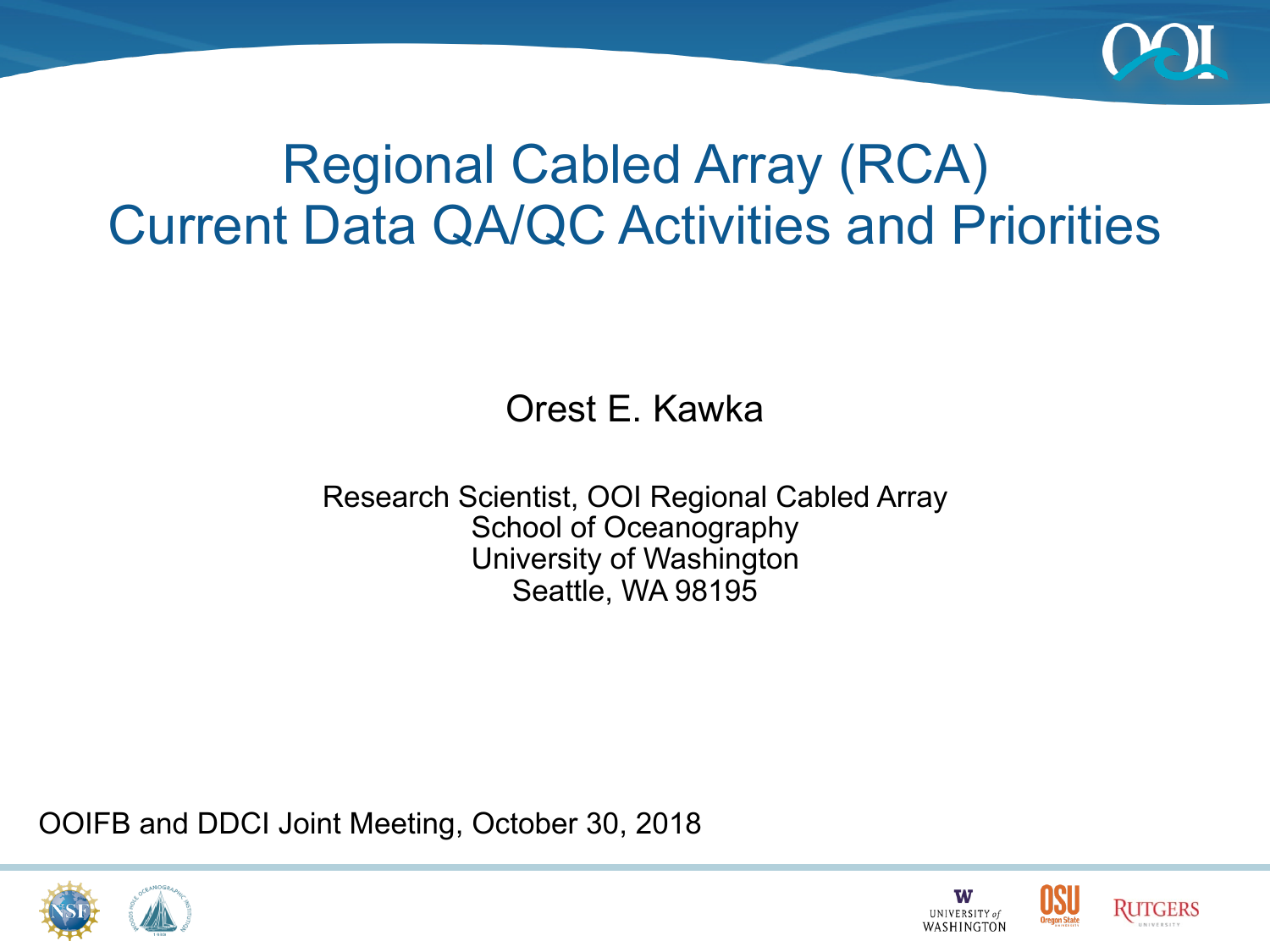# Regional Cabled Array (RCA) Current Data QA/QC Activities and Priorities

Orest E. Kawka

Research Scientist, OOI Regional Cabled Array
School of Oceanography
University of Washington
Seattle, WA 98195

OOIFB and DDCI Joint Meeting, October 30, 2018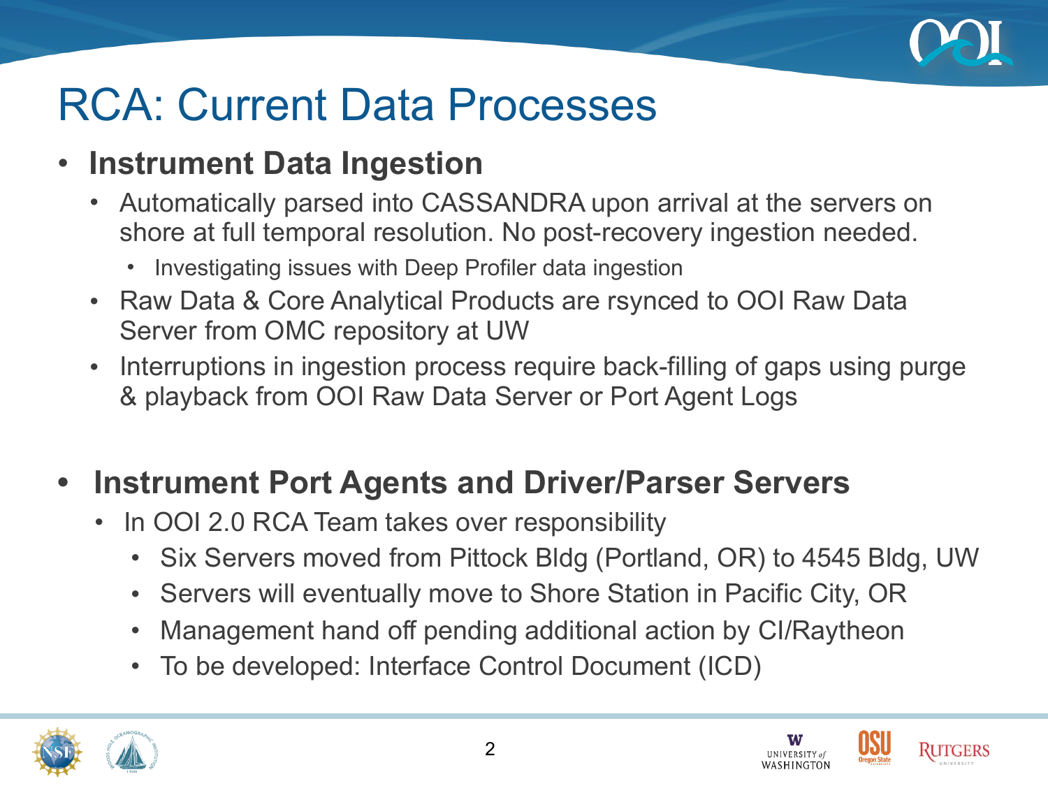# RCA: Current Data Processes

- **Instrument Data Ingestion**
  - Automatically parsed into CASSANDRA upon arrival at the servers on shore at full temporal resolution. No post-recovery ingestion needed.
    - Investigating issues with Deep Profiler data ingestion
  - Raw Data & Core Analytical Products are rsynced to OOI Raw Data Server from OMC repository at UW
  - Interruptions in ingestion process require back-filling of gaps using purge & playback from OOI Raw Data Server or Port Agent Logs

- **Instrument Port Agents and Driver/Parser Servers**
  - In OOI 2.0 RCA Team takes over responsibility
    - Six Servers moved from Pittock Bldg (Portland, OR) to 4545 Bldg, UW
    - Servers will eventually move to Shore Station in Pacific City, OR
    - Management hand off pending additional action by CI/Raytheon
    - To be developed: Interface Control Document (ICD)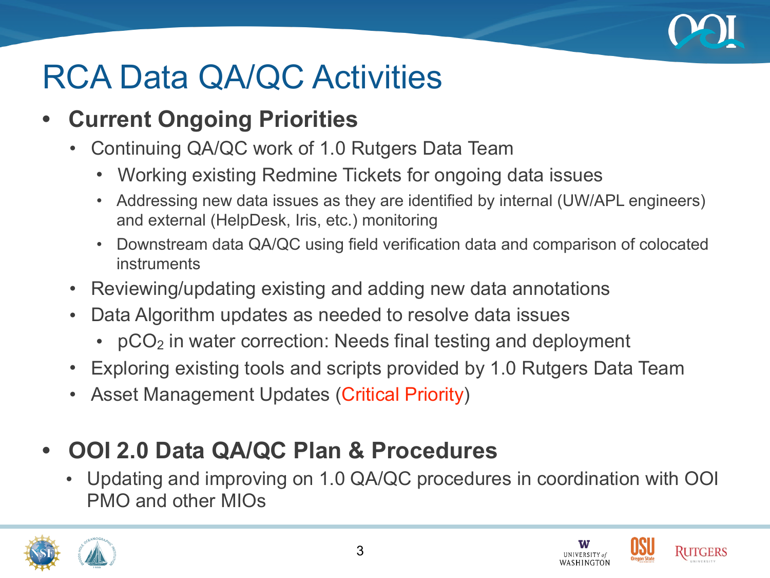# RCA Data QA/QC Activities

- **Current Ongoing Priorities**
  - Continuing QA/QC work of 1.0 Rutgers Data Team
    - Working existing Redmine Tickets for ongoing data issues
    - Addressing new data issues as they are identified by internal (UW/APL engineers) and external (HelpDesk, Iris, etc.) monitoring
    - Downstream data QA/QC using field verification data and comparison of colocated instruments
  - Reviewing/updating existing and adding new data annotations
  - Data Algorithm updates as needed to resolve data issues
    - $pCO_2$ in water correction: Needs final testing and deployment
  - Exploring existing tools and scripts provided by 1.0 Rutgers Data Team
  - Asset Management Updates (Critical Priority)

- **OOI 2.0 Data QA/QC Plan & Procedures**
  - Updating and improving on 1.0 QA/QC procedures in coordination with OOI PMO and other MIOs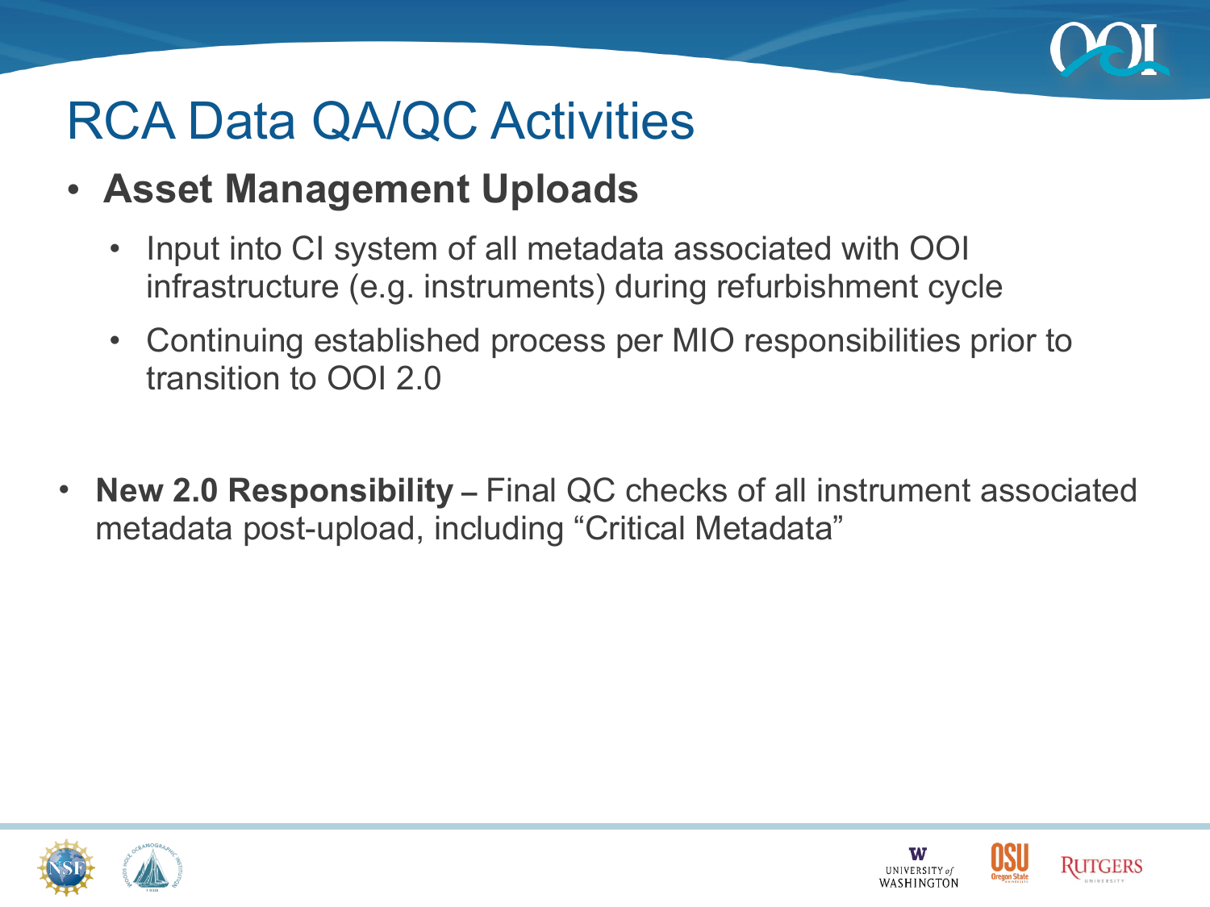# RCA Data QA/QC Activities

- **Asset Management Uploads**
  - Input into CI system of all metadata associated with OOI infrastructure (e.g. instruments) during refurbishment cycle
  - Continuing established process per MIO responsibilities prior to transition to OOI 2.0

- **New 2.0 Responsibility** – Final QC checks of all instrument associated metadata post-upload, including "Critical Metadata"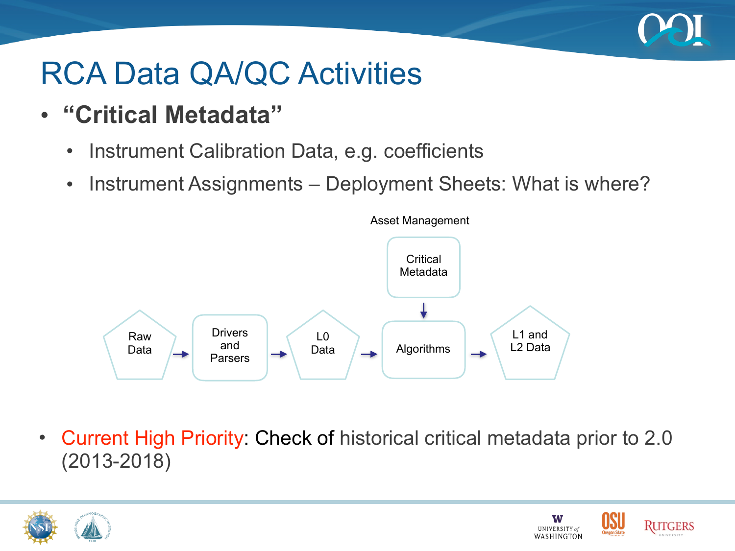# RCA Data QA/QC Activities

- **"Critical Metadata"**
  - Instrument Calibration Data, e.g. coefficients
  - Instrument Assignments – Deployment Sheets: What is where?

Asset Management

Critical Metadata

Raw Data → Drivers and Parsers → L0 Data → Algorithms → L1 and L2 Data

- Current High Priority: Check of historical critical metadata prior to 2.0 (2013-2018)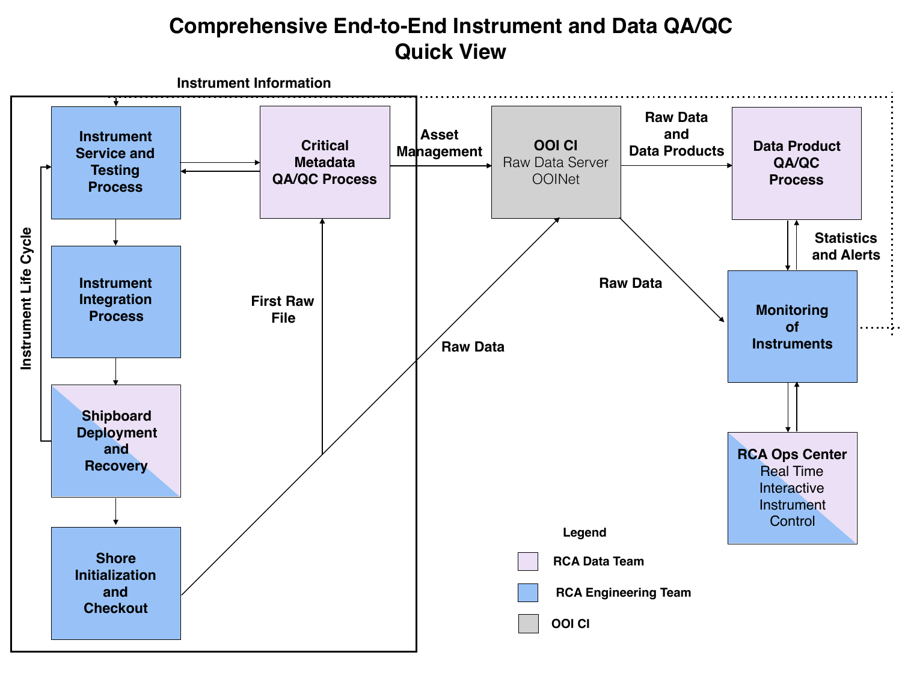# Comprehensive End-to-End Instrument and Data QA/QC Quick View

**Instrument Information**

**Instrument Life Cycle**

- **Instrument Service and Testing Process**
- **Instrument Integration Process**
- **Shipboard Deployment and Recovery**
- **Shore Initialization and Checkout**
- **Critical Metadata QA/QC Process**

**First Raw File**

**Asset Management**

**Raw Data**

**OOI CI** Raw Data Server OOINet

**Raw Data and Data Products**

**Data Product QA/QC Process**

**Statistics and Alerts**

**Raw Data**

**Monitoring of Instruments**

**RCA Ops Center** Real Time Interactive Instrument Control

**Legend**

- RCA Data Team
- RCA Engineering Team
- OOI CI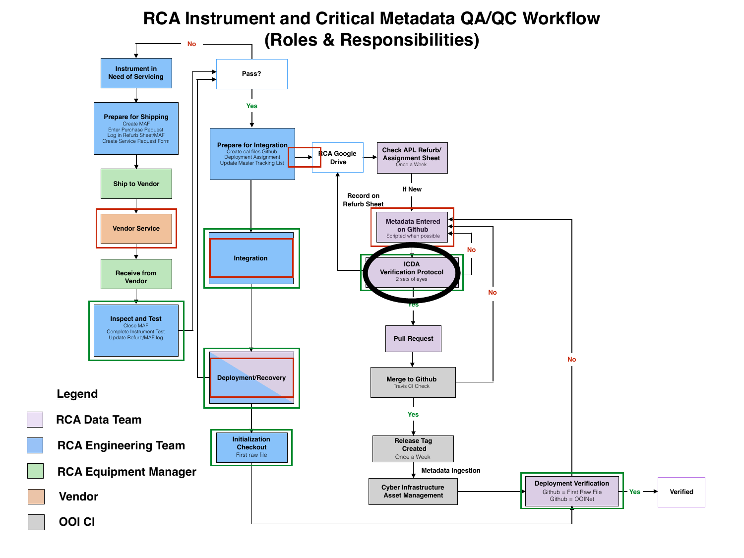# RCA Instrument and Critical Metadata QA/QC Workflow (Roles & Responsibilities)

**Instrument in Need of Servicing**

**Prepare for Shipping**
Create MAF
Enter Purchase Request
Log in Refurb Sheet/MAF
Create Service Request Form

**Ship to Vendor**

**Vendor Service**

**Receive from Vendor**

**Inspect and Test**
Close MAF
Complete Instrument Test
Update Refurb/MAF log

**Pass?**
No
Yes

**Prepare for Integration**
Create cal files:Github
Deployment Assignment
Update Master Tracking List

**RCA Google Drive**

**Check APL Refurb/ Assignment Sheet**
Once a Week

If New

Record on Refurb Sheet

**Metadata Entered on Github**
Scripted when possible

**ICDA Verification Protocol**
2 sets of eyes

No
Yes

**Pull Request**

**Merge to Github**
Travis CI Check

No
Yes

**Release Tag Created**
Once a Week

Metadata Ingestion

**Cyber Infrastructure Asset Management**

**Integration**

**Deployment/Recovery**

**Initialization Checkout**
First raw file

**Deployment Verification**
Github = First Raw File
Github = OOINet

No
Yes

**Verified**

## Legend

- RCA Data Team
- RCA Engineering Team
- RCA Equipment Manager
- Vendor
- OOI CI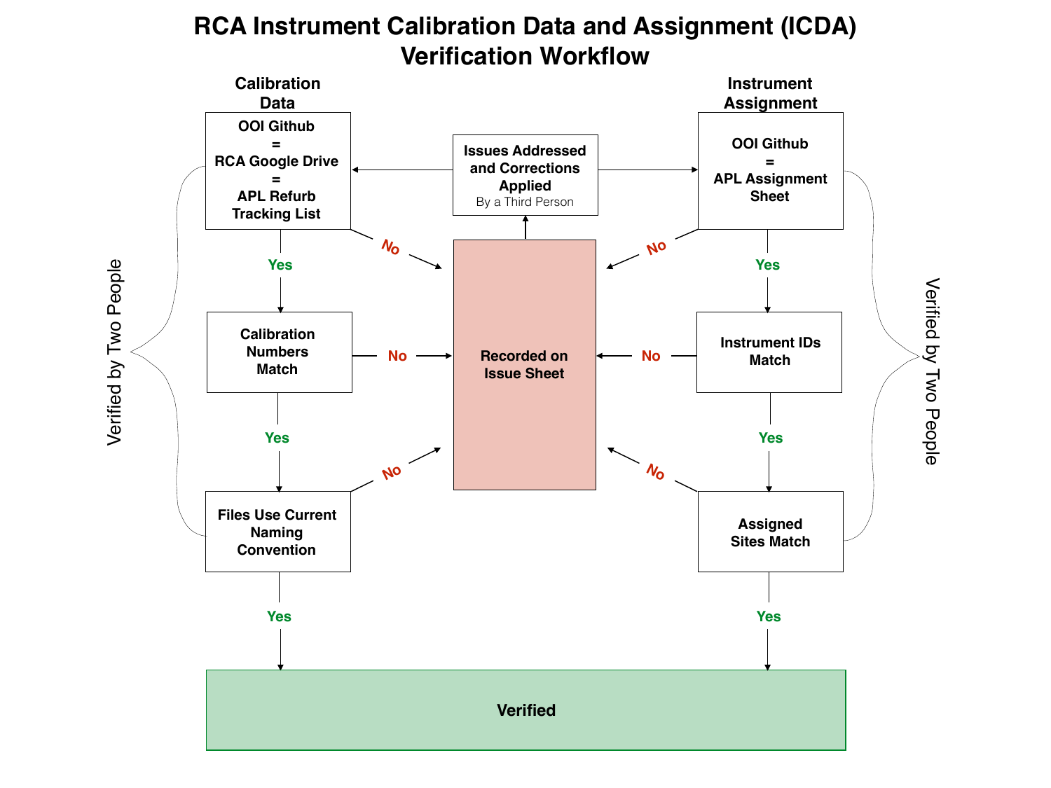# RCA Instrument Calibration Data and Assignment (ICDA) Verification Workflow

**Calibration Data** (Verified by Two People)

- **OOI Github = RCA Google Drive = APL Refurb Tracking List**
  - No → Recorded on Issue Sheet
  - Yes → **Calibration Numbers Match**
    - No → Recorded on Issue Sheet
    - Yes → **Files Use Current Naming Convention**
      - No → Recorded on Issue Sheet
      - Yes → **Verified**

**Instrument Assignment** (Verified by Two People)

- **OOI Github = APL Assignment Sheet**
  - No → Recorded on Issue Sheet
  - Yes → **Instrument IDs Match**
    - No → Recorded on Issue Sheet
    - Yes → **Assigned Sites Match**
      - No → Recorded on Issue Sheet
      - Yes → **Verified**

**Recorded on Issue Sheet** → **Issues Addressed and Corrections Applied** (By a Third Person) → OOI Github = RCA Google Drive = APL Refurb Tracking List; OOI Github = APL Assignment Sheet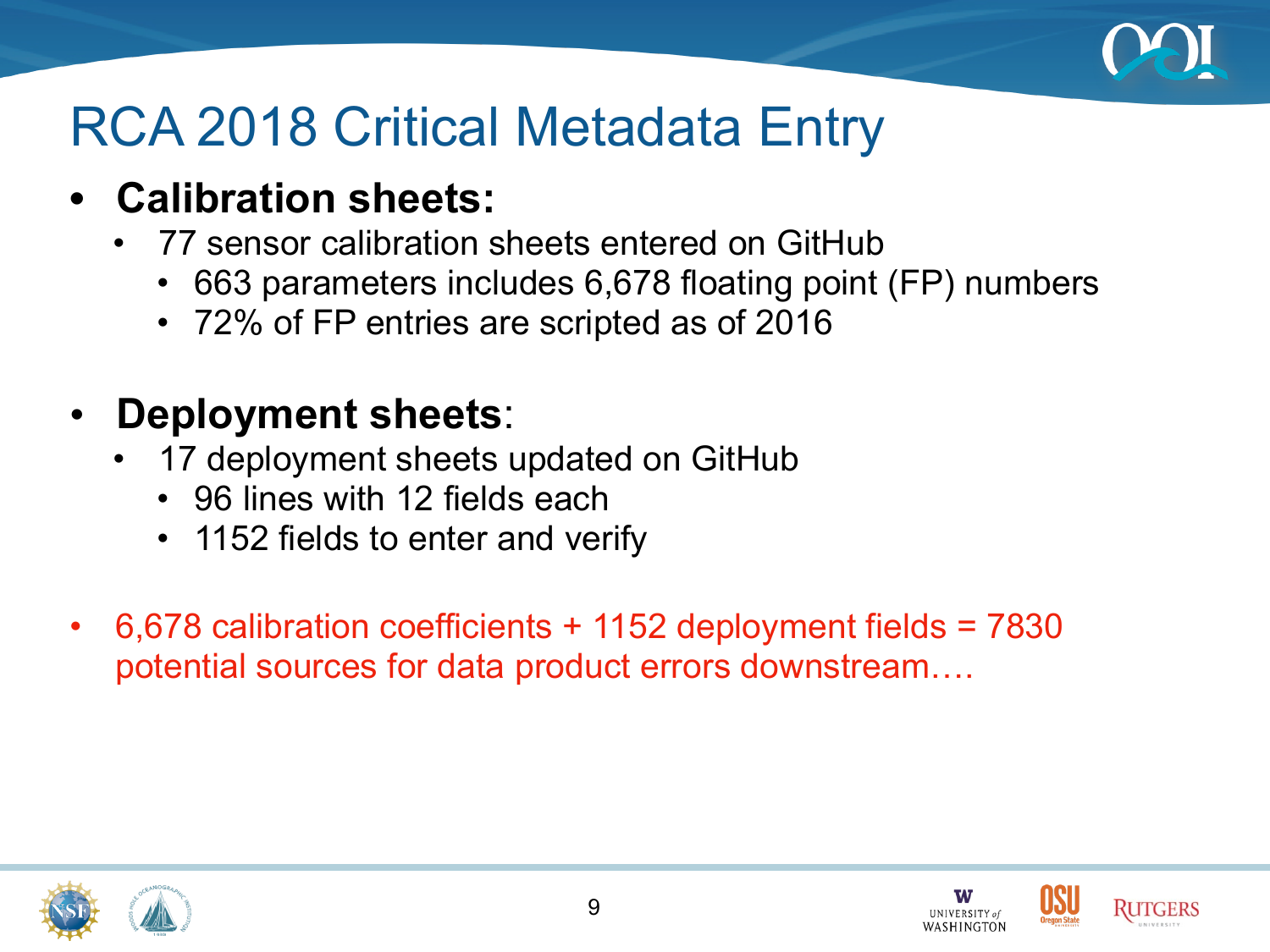# RCA 2018 Critical Metadata Entry

- **Calibration sheets:**
  - 77 sensor calibration sheets entered on GitHub
    - 663 parameters includes 6,678 floating point (FP) numbers
    - 72% of FP entries are scripted as of 2016

- **Deployment sheets**:
  - 17 deployment sheets updated on GitHub
    - 96 lines with 12 fields each
    - 1152 fields to enter and verify

- 6,678 calibration coefficients + 1152 deployment fields = 7830 potential sources for data product errors downstream….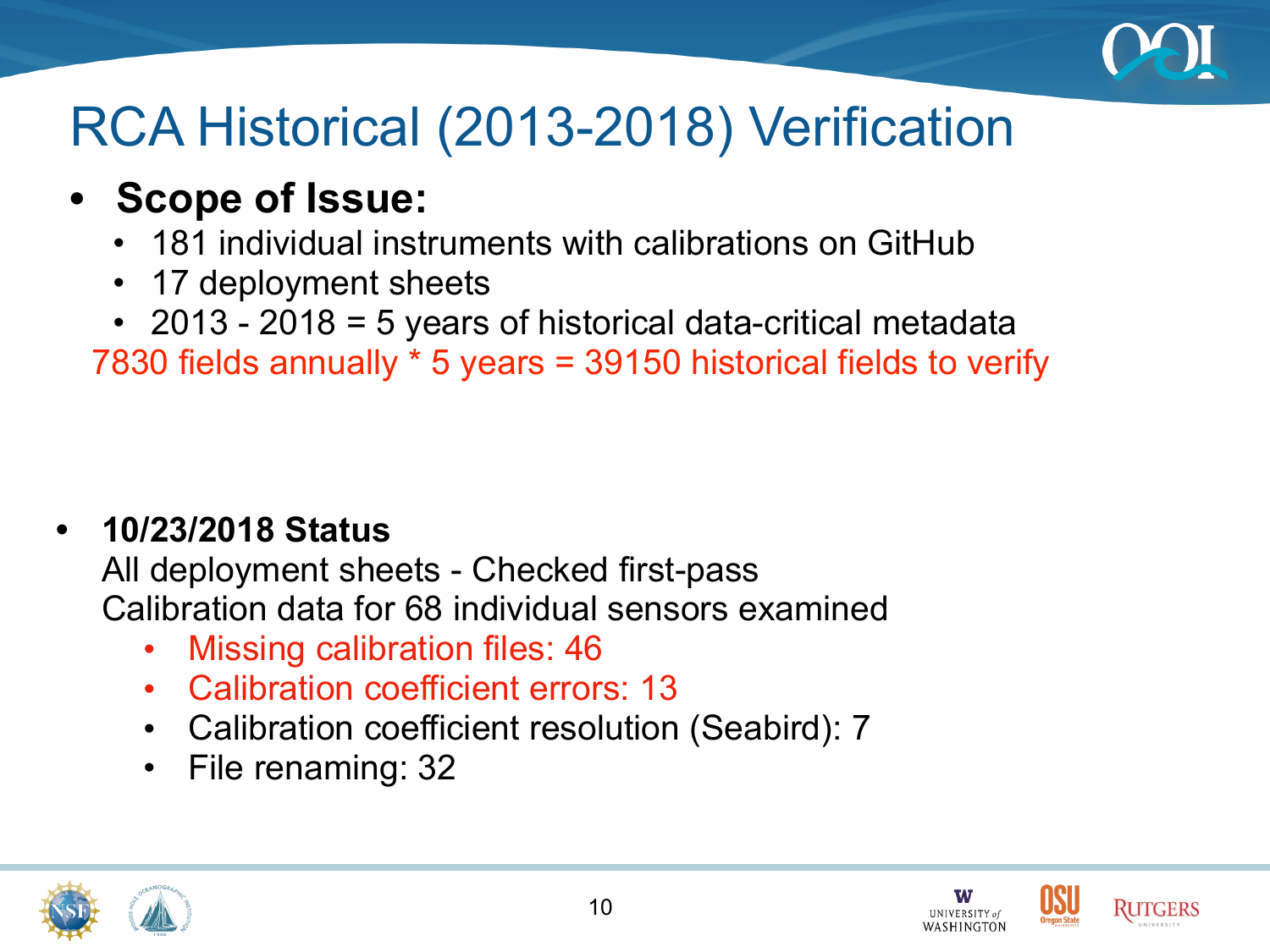# RCA Historical (2013-2018) Verification

- **Scope of Issue:**
  - 181 individual instruments with calibrations on GitHub
  - 17 deployment sheets
  - 2013 - 2018 = 5 years of historical data-critical metadata

7830 fields annually * 5 years = 39150 historical fields to verify

- **10/23/2018 Status**

  All deployment sheets - Checked first-pass

  Calibration data for 68 individual sensors examined

  - Missing calibration files: 46
  - Calibration coefficient errors: 13
  - Calibration coefficient resolution (Seabird): 7
  - File renaming: 32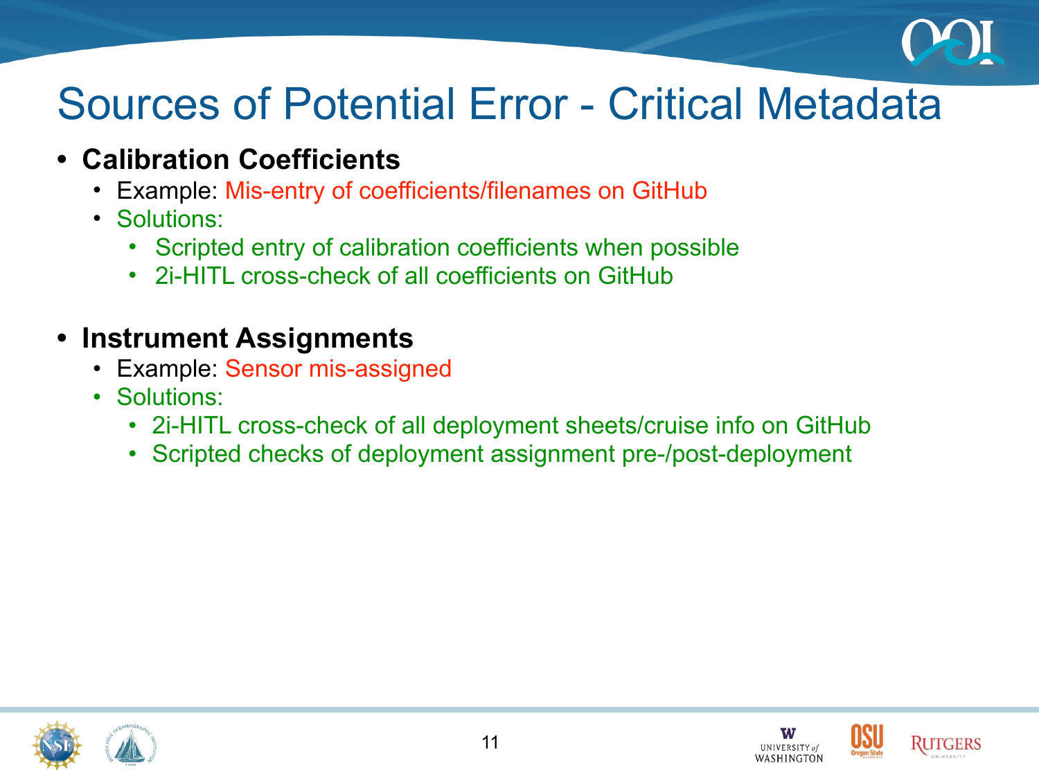# Sources of Potential Error - Critical Metadata

- **Calibration Coefficients**
  - Example: Mis-entry of coefficients/filenames on GitHub
  - Solutions:
    - Scripted entry of calibration coefficients when possible
    - 2i-HITL cross-check of all coefficients on GitHub

- **Instrument Assignments**
  - Example: Sensor mis-assigned
  - Solutions:
    - 2i-HITL cross-check of all deployment sheets/cruise info on GitHub
    - Scripted checks of deployment assignment pre-/post-deployment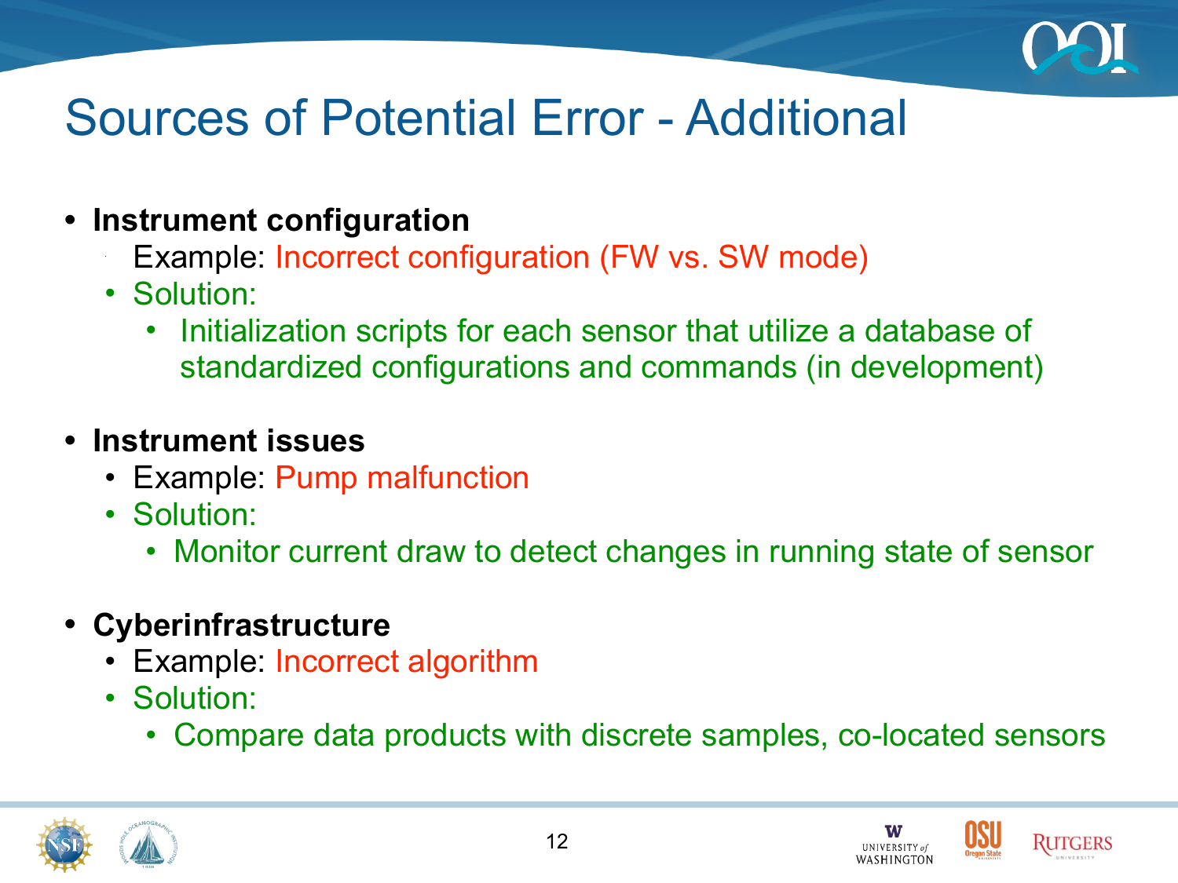# Sources of Potential Error - Additional

- **Instrument configuration**
  - Example: Incorrect configuration (FW vs. SW mode)
  - Solution:
    - Initialization scripts for each sensor that utilize a database of standardized configurations and commands (in development)

- **Instrument issues**
  - Example: Pump malfunction
  - Solution:
    - Monitor current draw to detect changes in running state of sensor

- **Cyberinfrastructure**
  - Example: Incorrect algorithm
  - Solution:
    - Compare data products with discrete samples, co-located sensors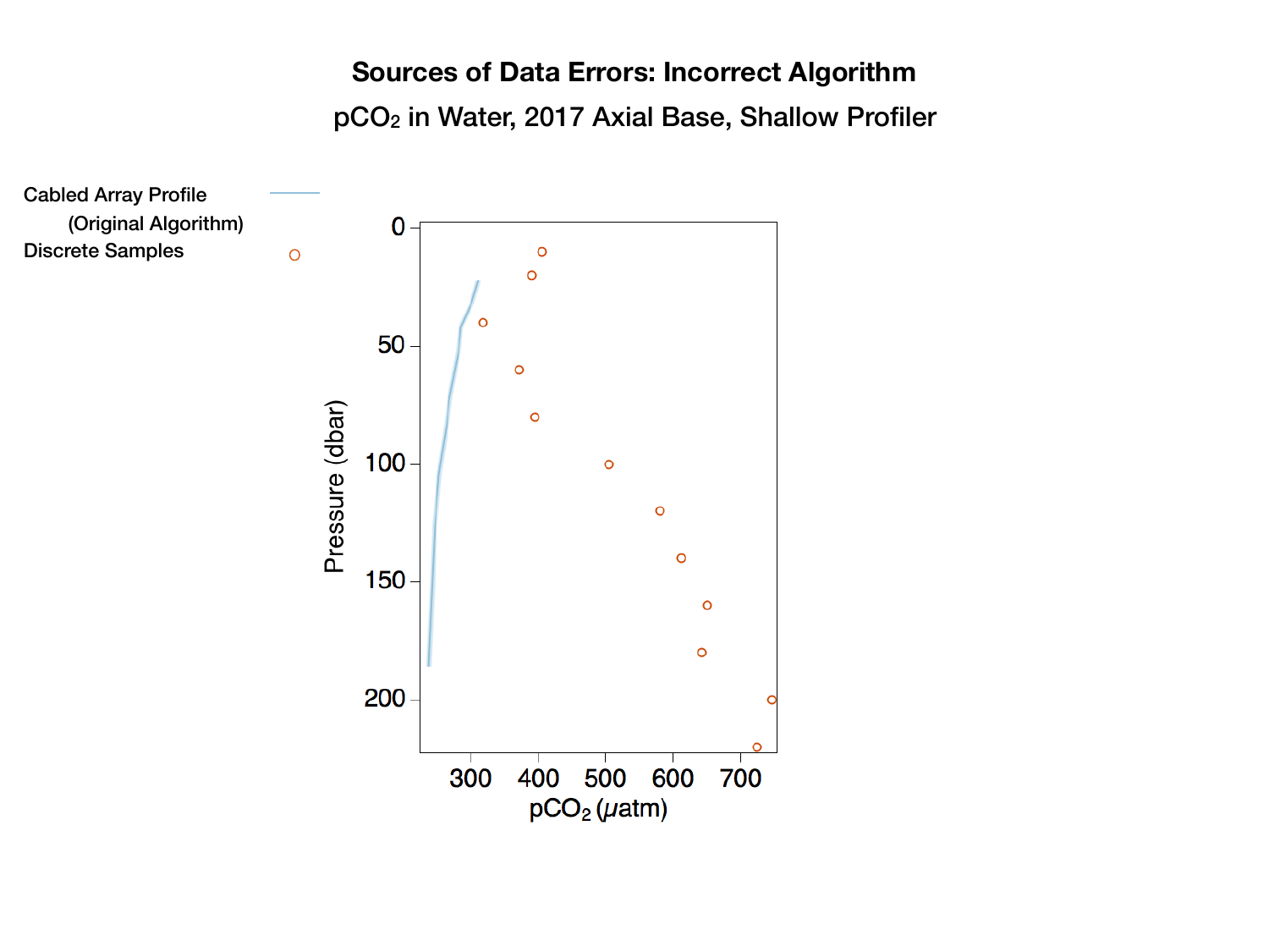# Sources of Data Errors: Incorrect Algorithm

## $pCO_2$ in Water, 2017 Axial Base, Shallow Profiler

Cabled Array Profile (Original Algorithm)

Discrete Samples

Pressure (dbar)

$pCO_2$ ($\mu$atm)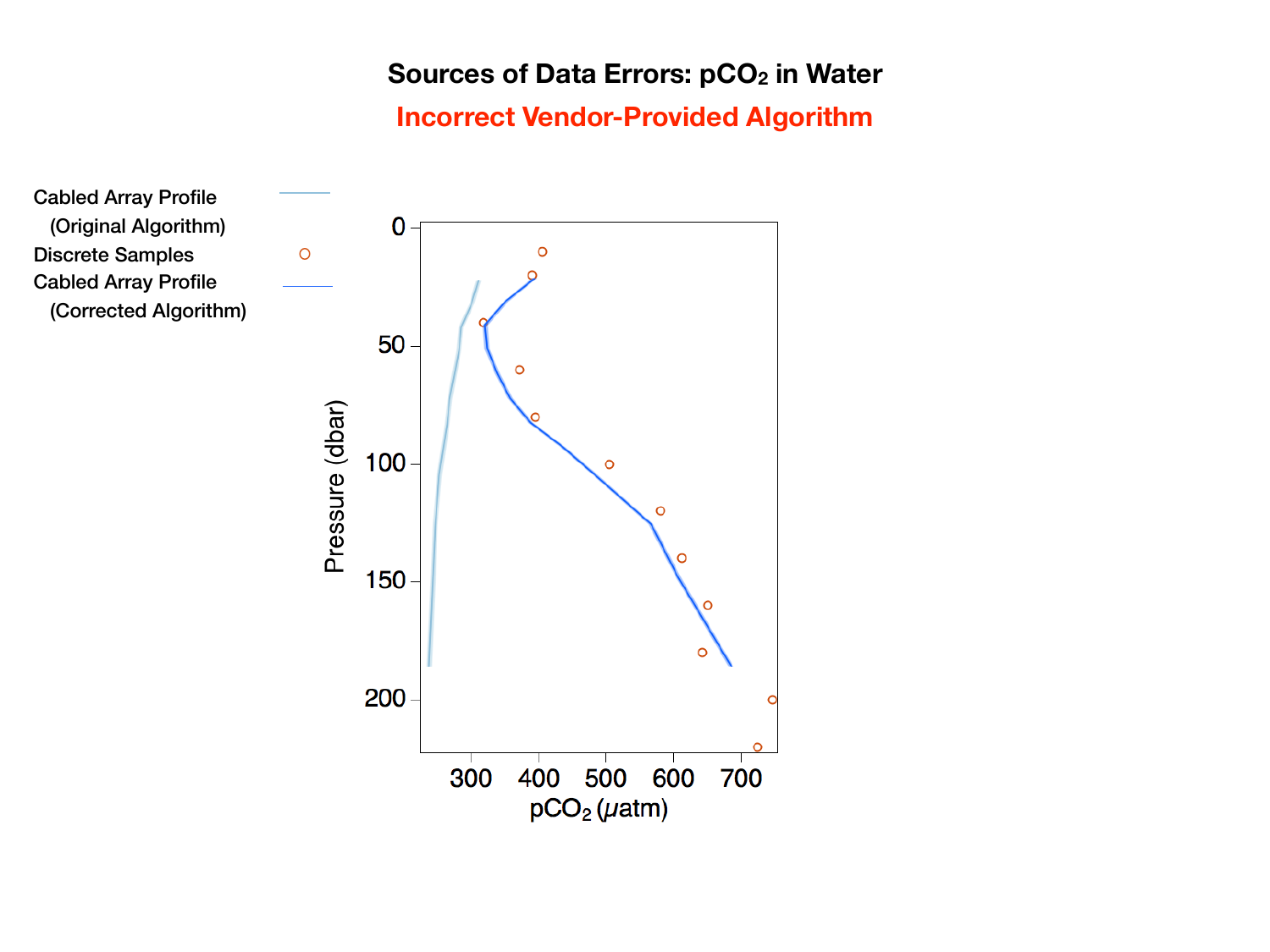# Sources of Data Errors: $pCO_2$ in Water

## Incorrect Vendor-Provided Algorithm

Cabled Array Profile (Original Algorithm)

Discrete Samples

Cabled Array Profile (Corrected Algorithm)

Pressure (dbar)

0

50

100

150

200

300 400 500 600 700

$pCO_2$ ($\mu$atm)